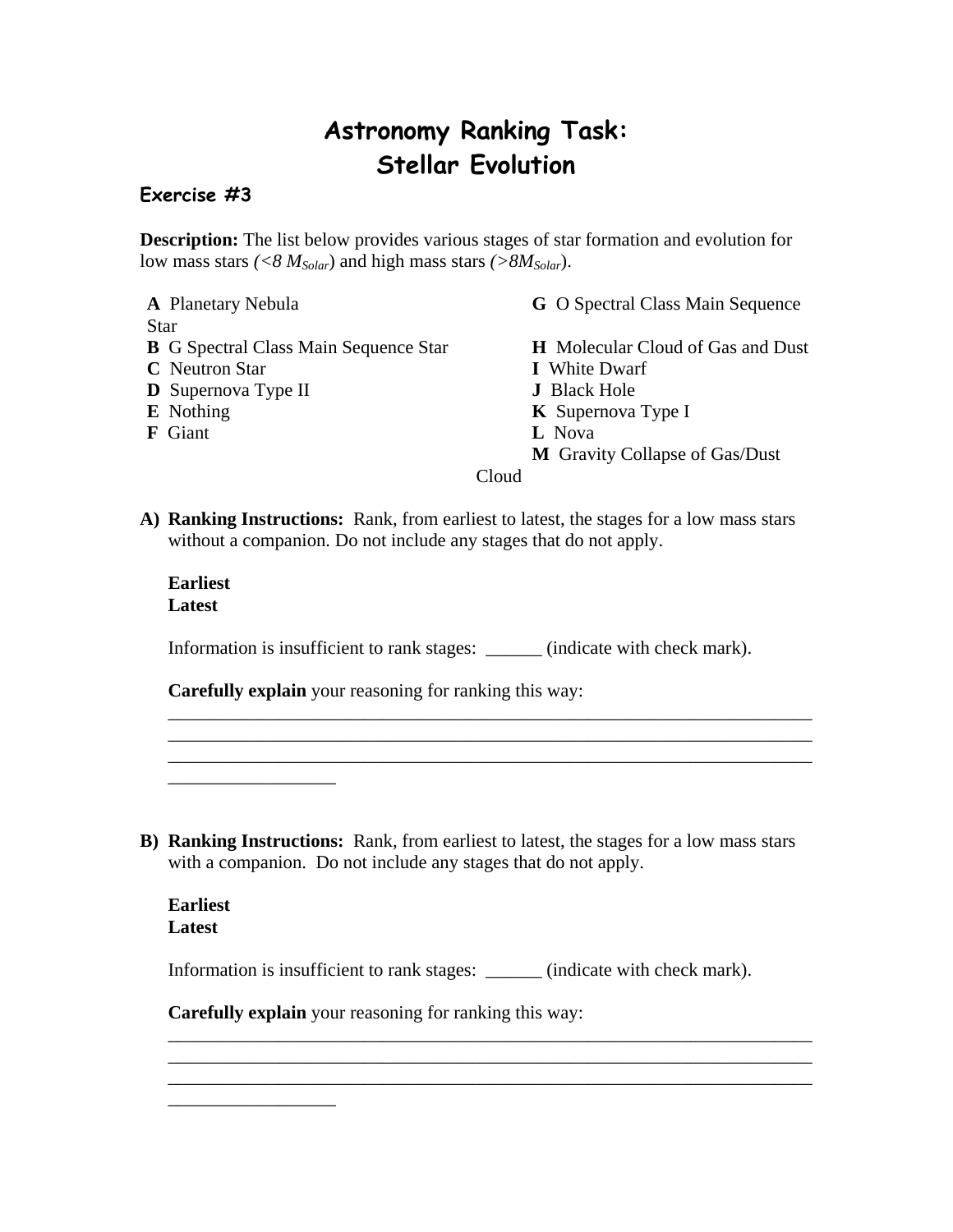# Astronomy Ranking Task: Stellar Evolution

### Exercise #3

**Description:** The list below provides various stages of star formation and evolution for low mass stars *(<8 $M_{Solar}$)* and high mass stars *(>8$M_{Solar}$)*.

**A** Planetary Nebula
**B** G Spectral Class Main Sequence Star
**C** Neutron Star
**D** Supernova Type II
**E** Nothing
**F** Giant
**G** O Spectral Class Main Sequence Star
**H** Molecular Cloud of Gas and Dust
**I** White Dwarf
**J** Black Hole
**K** Supernova Type I
**L** Nova
**M** Gravity Collapse of Gas/Dust Cloud

**A) Ranking Instructions:** Rank, from earliest to latest, the stages for a low mass stars without a companion. Do not include any stages that do not apply.

**Earliest**
**Latest**

Information is insufficient to rank stages: ______ (indicate with check mark).

**Carefully explain** your reasoning for ranking this way:
______________________________________________________________________
______________________________________________________________________
______________________________________________________________________
__________________

**B) Ranking Instructions:** Rank, from earliest to latest, the stages for a low mass stars with a companion. Do not include any stages that do not apply.

**Earliest**
**Latest**

Information is insufficient to rank stages: ______ (indicate with check mark).

**Carefully explain** your reasoning for ranking this way:
______________________________________________________________________
______________________________________________________________________
______________________________________________________________________
__________________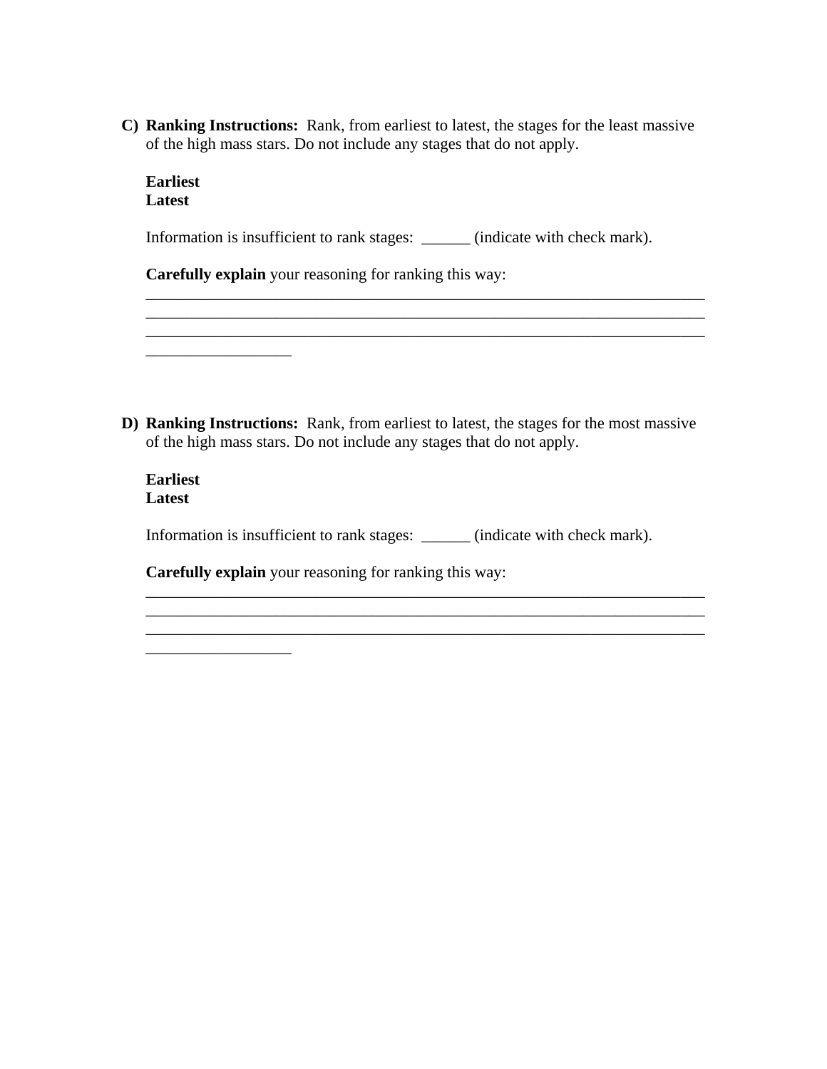**C) Ranking Instructions:** Rank, from earliest to latest, the stages for the least massive of the high mass stars. Do not include any stages that do not apply.

**Earliest**
**Latest**

Information is insufficient to rank stages: ______ (indicate with check mark).

**Carefully explain** your reasoning for ranking this way:
________________________________________________________________________
________________________________________________________________________
________________________________________________________________________
__________________

**D) Ranking Instructions:** Rank, from earliest to latest, the stages for the most massive of the high mass stars. Do not include any stages that do not apply.

**Earliest**
**Latest**

Information is insufficient to rank stages: ______ (indicate with check mark).

**Carefully explain** your reasoning for ranking this way:
________________________________________________________________________
________________________________________________________________________
________________________________________________________________________
__________________